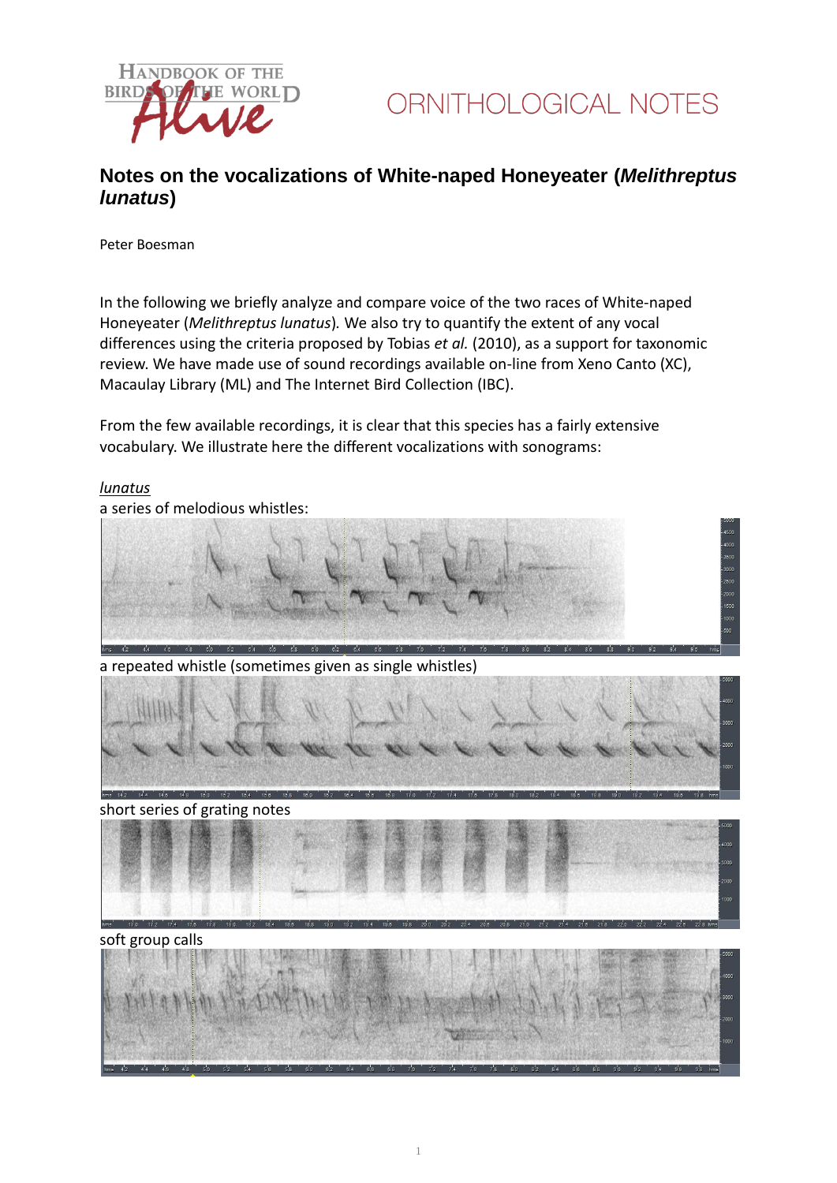# Notes on the vocalizations of White-naped Honeyeater (*Melithreptus lunatus*)

Peter Boesman

In the following we briefly analyze and compare voice of the two races of White-naped Honeyeater (*Melithreptus lunatus*). We also try to quantify the extent of any vocal differences using the criteria proposed by Tobias *et al.* (2010), as a support for taxonomic review. We have made use of sound recordings available on-line from Xeno Canto (XC), Macaulay Library (ML) and The Internet Bird Collection (IBC).

From the few available recordings, it is clear that this species has a fairly extensive vocabulary. We illustrate here the different vocalizations with sonograms:

<u>*lunatus*</u>

a series of melodious whistles:

a repeated whistle (sometimes given as single whistles)

short series of grating notes

soft group calls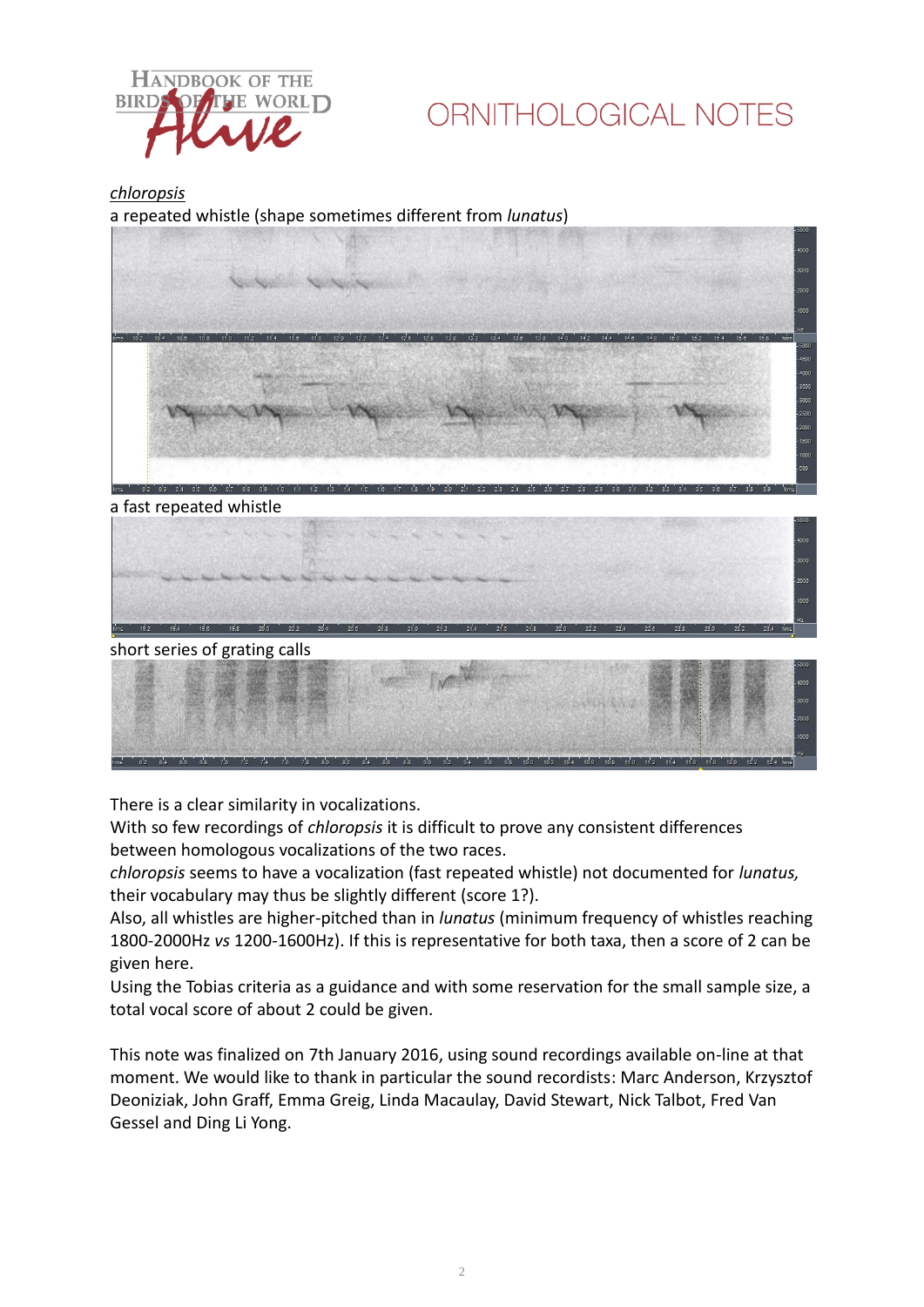*chloropsis*

a repeated whistle (shape sometimes different from *lunatus*)

a fast repeated whistle

short series of grating calls

There is a clear similarity in vocalizations.
With so few recordings of *chloropsis* it is difficult to prove any consistent differences between homologous vocalizations of the two races.
*chloropsis* seems to have a vocalization (fast repeated whistle) not documented for *lunatus,* their vocabulary may thus be slightly different (score 1?).
Also, all whistles are higher-pitched than in *lunatus* (minimum frequency of whistles reaching 1800-2000Hz *vs* 1200-1600Hz). If this is representative for both taxa, then a score of 2 can be given here.
Using the Tobias criteria as a guidance and with some reservation for the small sample size, a total vocal score of about 2 could be given.

This note was finalized on 7th January 2016, using sound recordings available on-line at that moment. We would like to thank in particular the sound recordists: Marc Anderson, Krzysztof Deoniziak, John Graff, Emma Greig, Linda Macaulay, David Stewart, Nick Talbot, Fred Van Gessel and Ding Li Yong.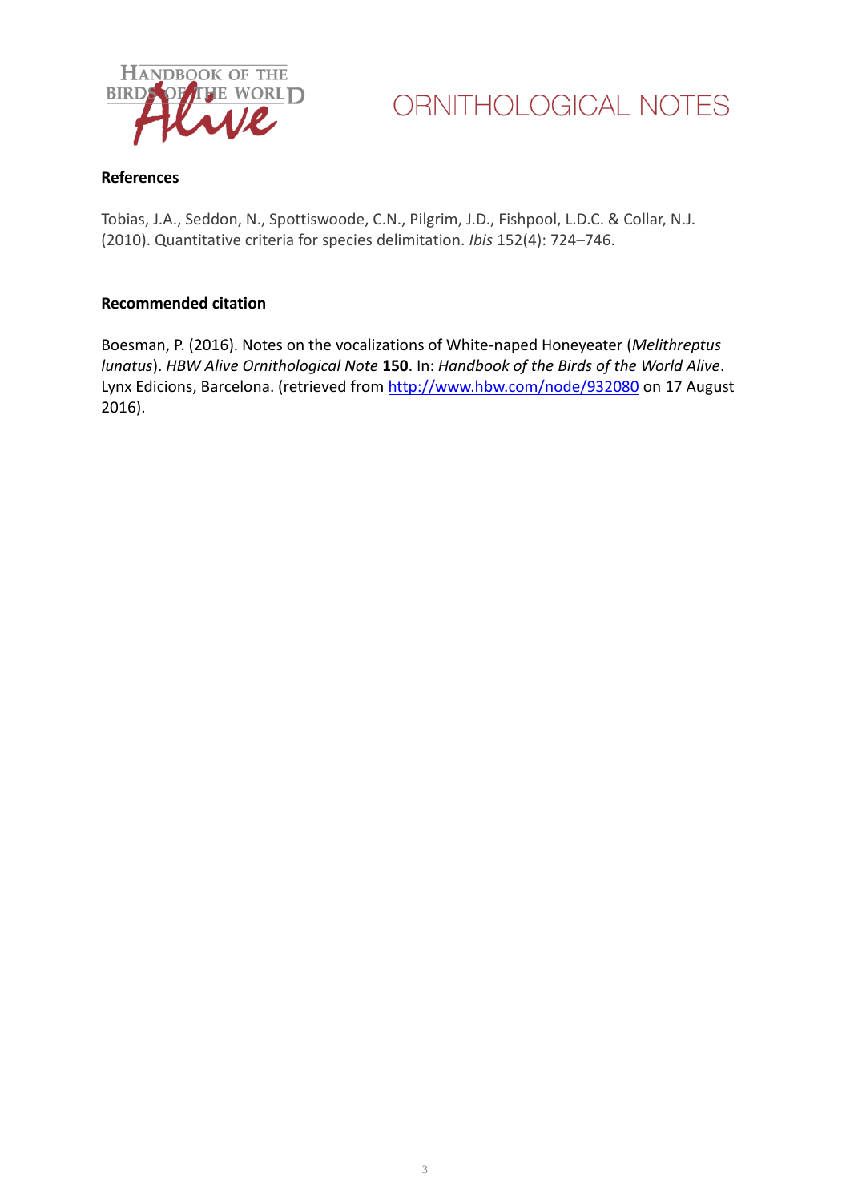**References**

Tobias, J.A., Seddon, N., Spottiswoode, C.N., Pilgrim, J.D., Fishpool, L.D.C. & Collar, N.J. (2010). Quantitative criteria for species delimitation. *Ibis* 152(4): 724–746.

**Recommended citation**

Boesman, P. (2016). Notes on the vocalizations of White-naped Honeyeater (*Melithreptus lunatus*). *HBW Alive Ornithological Note* **150**. In: *Handbook of the Birds of the World Alive*. Lynx Edicions, Barcelona. (retrieved from http://www.hbw.com/node/932080 on 17 August 2016).